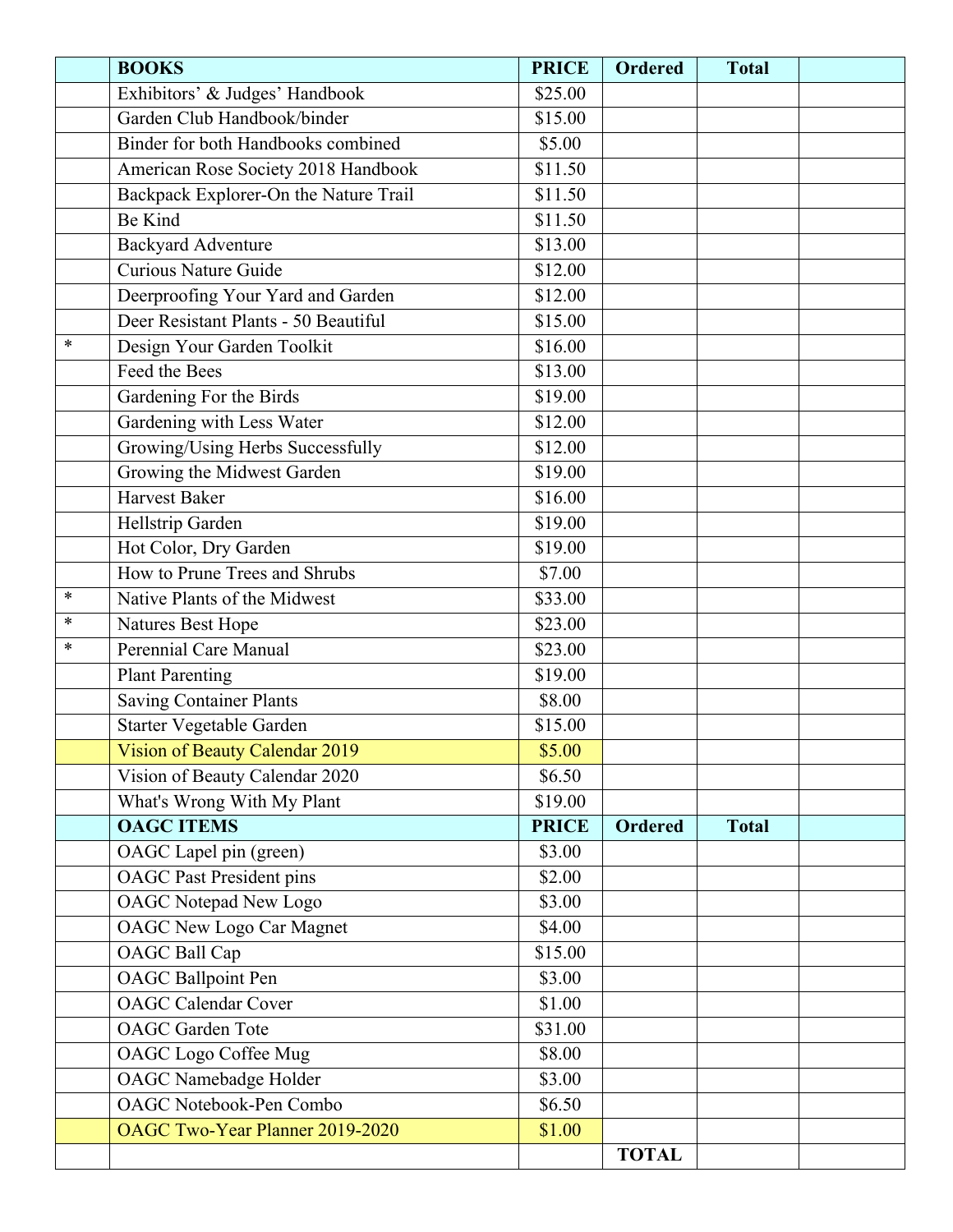| | BOOKS | PRICE | Ordered | Total | |
|---|---|---|---|---|---|
| | Exhibitors' & Judges' Handbook | $25.00 | | | |
| | Garden Club Handbook/binder | $15.00 | | | |
| | Binder for both Handbooks combined | $5.00 | | | |
| | American Rose Society 2018 Handbook | $11.50 | | | |
| | Backpack Explorer-On the Nature Trail | $11.50 | | | |
| | Be Kind | $11.50 | | | |
| | Backyard Adventure | $13.00 | | | |
| | Curious Nature Guide | $12.00 | | | |
| | Deerproofing Your Yard and Garden | $12.00 | | | |
| | Deer Resistant Plants - 50 Beautiful | $15.00 | | | |
| * | Design Your Garden Toolkit | $16.00 | | | |
| | Feed the Bees | $13.00 | | | |
| | Gardening For the Birds | $19.00 | | | |
| | Gardening with Less Water | $12.00 | | | |
| | Growing/Using Herbs Successfully | $12.00 | | | |
| | Growing the Midwest Garden | $19.00 | | | |
| | Harvest Baker | $16.00 | | | |
| | Hellstrip Garden | $19.00 | | | |
| | Hot Color, Dry Garden | $19.00 | | | |
| | How to Prune Trees and Shrubs | $7.00 | | | |
| * | Native Plants of the Midwest | $33.00 | | | |
| * | Natures Best Hope | $23.00 | | | |
| * | Perennial Care Manual | $23.00 | | | |
| | Plant Parenting | $19.00 | | | |
| | Saving Container Plants | $8.00 | | | |
| | Starter Vegetable Garden | $15.00 | | | |
| | Vision of Beauty Calendar 2019 | $5.00 | | | |
| | Vision of Beauty Calendar 2020 | $6.50 | | | |
| | What's Wrong With My Plant | $19.00 | | | |
| | **OAGC ITEMS** | **PRICE** | **Ordered** | **Total** | |
| | OAGC Lapel pin (green) | $3.00 | | | |
| | OAGC Past President pins | $2.00 | | | |
| | OAGC Notepad New Logo | $3.00 | | | |
| | OAGC New Logo Car Magnet | $4.00 | | | |
| | OAGC Ball Cap | $15.00 | | | |
| | OAGC Ballpoint Pen | $3.00 | | | |
| | OAGC Calendar Cover | $1.00 | | | |
| | OAGC Garden Tote | $31.00 | | | |
| | OAGC Logo Coffee Mug | $8.00 | | | |
| | OAGC Namebadge Holder | $3.00 | | | |
| | OAGC Notebook-Pen Combo | $6.50 | | | |
| | OAGC Two-Year Planner 2019-2020 | $1.00 | | | |
| | | | **TOTAL** | | |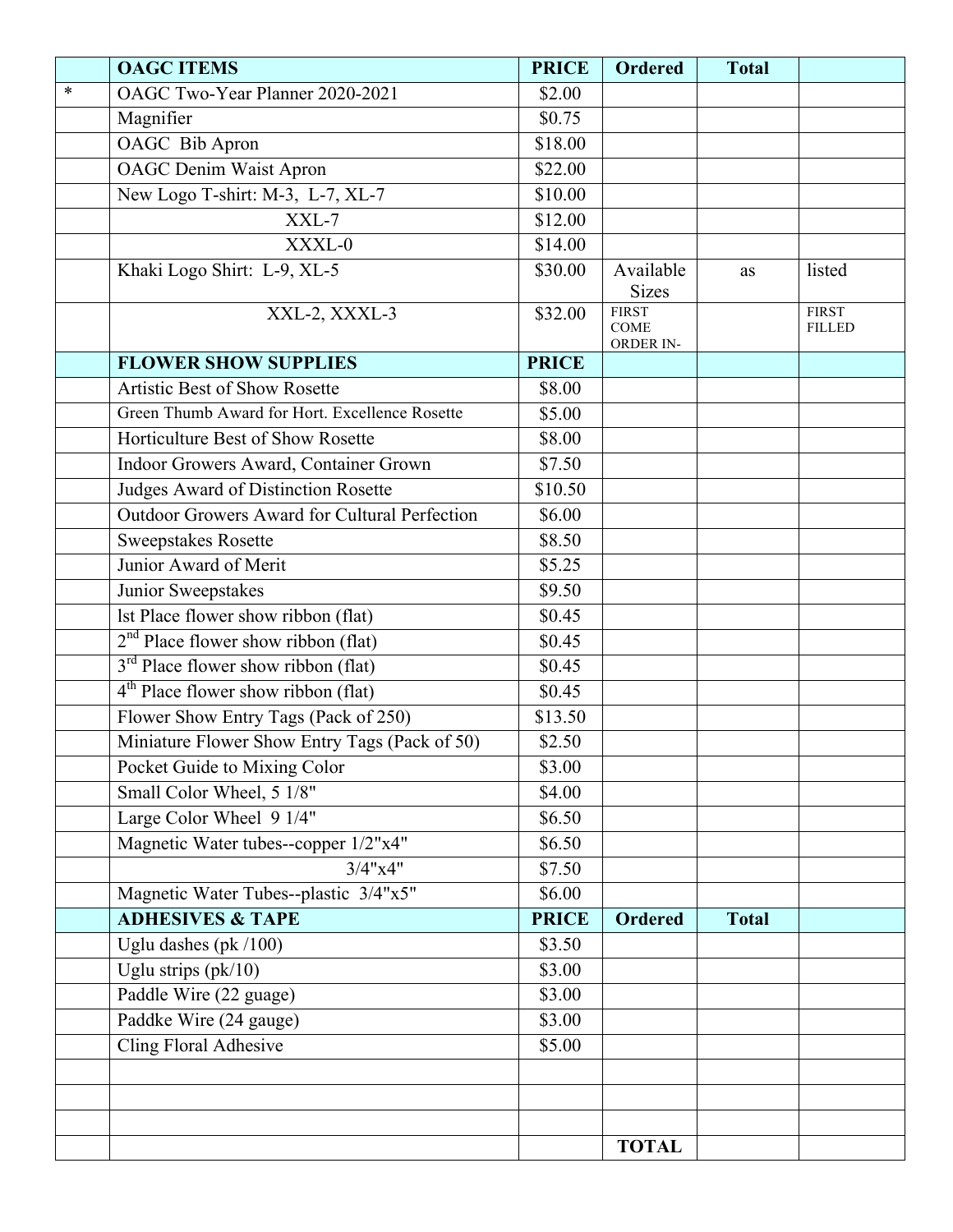| | OAGC ITEMS | PRICE | Ordered | Total | |
|---|---|---|---|---|---|
| * | OAGC Two-Year Planner 2020-2021 | $2.00 | | | |
| | Magnifier | $0.75 | | | |
| | OAGC Bib Apron | $18.00 | | | |
| | OAGC Denim Waist Apron | $22.00 | | | |
| | New Logo T-shirt: M-3, L-7, XL-7 | $10.00 | | | |
| | XXL-7 | $12.00 | | | |
| | XXXL-0 | $14.00 | | | |
| | Khaki Logo Shirt: L-9, XL-5 | $30.00 | Available Sizes | as | listed |
| | XXL-2, XXXL-3 | $32.00 | FIRST COME ORDER IN- | | FIRST FILLED |
| | **FLOWER SHOW SUPPLIES** | **PRICE** | | | |
| | Artistic Best of Show Rosette | $8.00 | | | |
| | Green Thumb Award for Hort. Excellence Rosette | $5.00 | | | |
| | Horticulture Best of Show Rosette | $8.00 | | | |
| | Indoor Growers Award, Container Grown | $7.50 | | | |
| | Judges Award of Distinction Rosette | $10.50 | | | |
| | Outdoor Growers Award for Cultural Perfection | $6.00 | | | |
| | Sweepstakes Rosette | $8.50 | | | |
| | Junior Award of Merit | $5.25 | | | |
| | Junior Sweepstakes | $9.50 | | | |
| | lst Place flower show ribbon (flat) | $0.45 | | | |
| | 2nd Place flower show ribbon (flat) | $0.45 | | | |
| | 3rd Place flower show ribbon (flat) | $0.45 | | | |
| | 4th Place flower show ribbon (flat) | $0.45 | | | |
| | Flower Show Entry Tags (Pack of 250) | $13.50 | | | |
| | Miniature Flower Show Entry Tags (Pack of 50) | $2.50 | | | |
| | Pocket Guide to Mixing Color | $3.00 | | | |
| | Small Color Wheel, 5 1/8" | $4.00 | | | |
| | Large Color Wheel 9 1/4" | $6.50 | | | |
| | Magnetic Water tubes--copper 1/2"x4" | $6.50 | | | |
| | 3/4"x4" | $7.50 | | | |
| | Magnetic Water Tubes--plastic 3/4"x5" | $6.00 | | | |
| | **ADHESIVES & TAPE** | **PRICE** | **Ordered** | **Total** | |
| | Uglu dashes (pk /100) | $3.50 | | | |
| | Uglu strips (pk/10) | $3.00 | | | |
| | Paddle Wire (22 guage) | $3.00 | | | |
| | Paddke Wire (24 gauge) | $3.00 | | | |
| | Cling Floral Adhesive | $5.00 | | | |
| | | | | | |
| | | | | | |
| | | | | | |
| | | | **TOTAL** | | |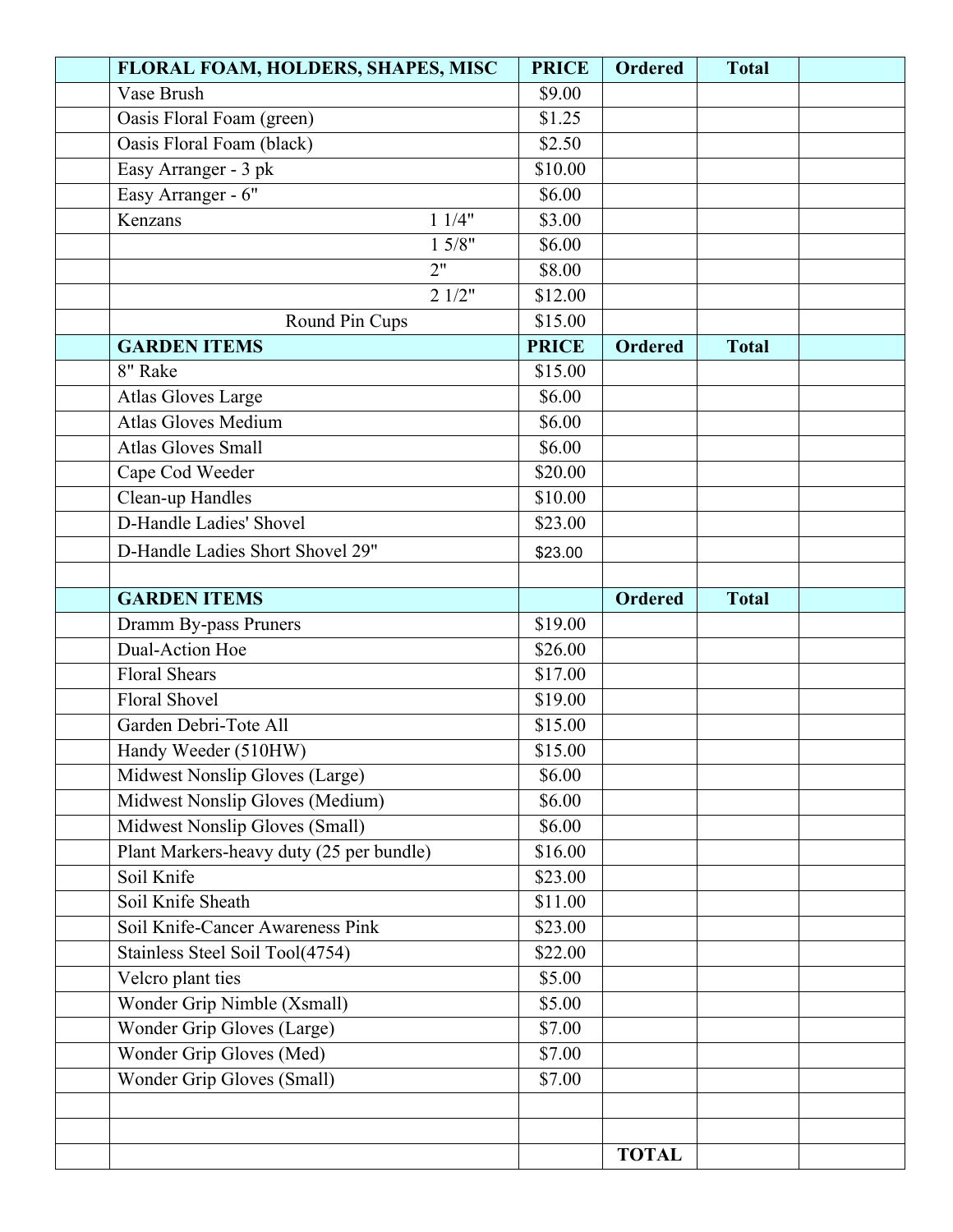| | FLORAL FOAM, HOLDERS, SHAPES, MISC | PRICE | Ordered | Total | |
|---|---|---|---|---|---|
| | Vase Brush | $9.00 | | | |
| | Oasis Floral Foam (green) | $1.25 | | | |
| | Oasis Floral Foam (black) | $2.50 | | | |
| | Easy Arranger - 3 pk | $10.00 | | | |
| | Easy Arranger - 6" | $6.00 | | | |
| | Kenzans 1 1/4" | $3.00 | | | |
| | 1 5/8" | $6.00 | | | |
| | 2" | $8.00 | | | |
| | 2 1/2" | $12.00 | | | |
| | Round Pin Cups | $15.00 | | | |
| | **GARDEN ITEMS** | **PRICE** | **Ordered** | **Total** | |
| | 8" Rake | $15.00 | | | |
| | Atlas Gloves Large | $6.00 | | | |
| | Atlas Gloves Medium | $6.00 | | | |
| | Atlas Gloves Small | $6.00 | | | |
| | Cape Cod Weeder | $20.00 | | | |
| | Clean-up Handles | $10.00 | | | |
| | D-Handle Ladies' Shovel | $23.00 | | | |
| | D-Handle Ladies Short Shovel 29" | $23.00 | | | |
| | | | | | |
| | **GARDEN ITEMS** | | **Ordered** | **Total** | |
| | Dramm By-pass Pruners | $19.00 | | | |
| | Dual-Action Hoe | $26.00 | | | |
| | Floral Shears | $17.00 | | | |
| | Floral Shovel | $19.00 | | | |
| | Garden Debri-Tote All | $15.00 | | | |
| | Handy Weeder (510HW) | $15.00 | | | |
| | Midwest Nonslip Gloves (Large) | $6.00 | | | |
| | Midwest Nonslip Gloves (Medium) | $6.00 | | | |
| | Midwest Nonslip Gloves (Small) | $6.00 | | | |
| | Plant Markers-heavy duty (25 per bundle) | $16.00 | | | |
| | Soil Knife | $23.00 | | | |
| | Soil Knife Sheath | $11.00 | | | |
| | Soil Knife-Cancer Awareness Pink | $23.00 | | | |
| | Stainless Steel Soil Tool(4754) | $22.00 | | | |
| | Velcro plant ties | $5.00 | | | |
| | Wonder Grip Nimble (Xsmall) | $5.00 | | | |
| | Wonder Grip Gloves (Large) | $7.00 | | | |
| | Wonder Grip Gloves (Med) | $7.00 | | | |
| | Wonder Grip Gloves (Small) | $7.00 | | | |
| | | | | | |
| | | | | | |
| | | | **TOTAL** | | |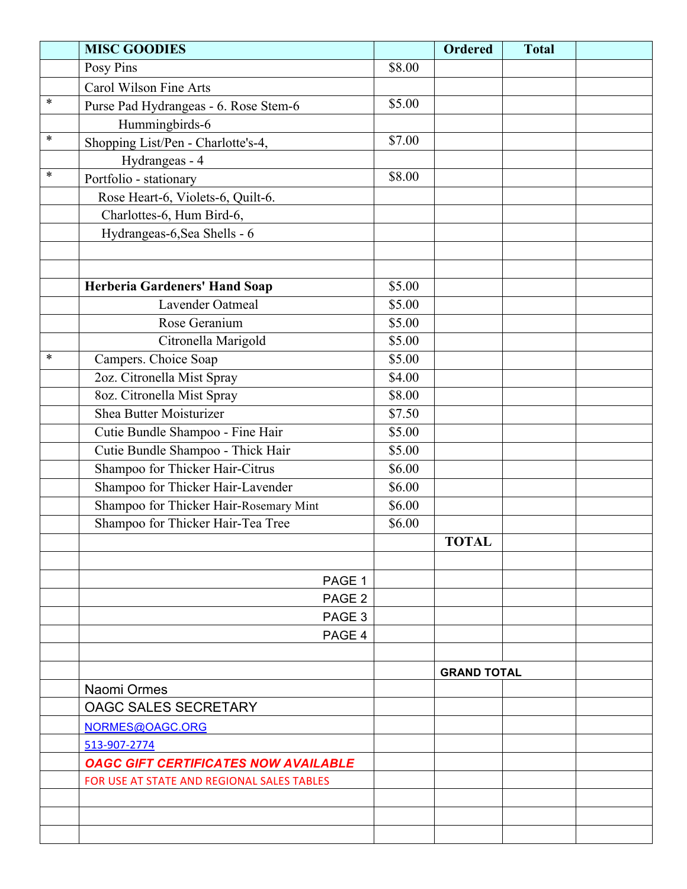| | MISC GOODIES | | Ordered | Total | |
|---|---|---|---|---|---|
| | Posy Pins | $8.00 | | | |
| | Carol Wilson Fine Arts | | | | |
| * | Purse Pad Hydrangeas - 6. Rose Stem-6 | $5.00 | | | |
| | Hummingbirds-6 | | | | |
| * | Shopping List/Pen - Charlotte's-4, | $7.00 | | | |
| | Hydrangeas - 4 | | | | |
| * | Portfolio - stationary | $8.00 | | | |
| | Rose Heart-6, Violets-6, Quilt-6. | | | | |
| | Charlottes-6, Hum Bird-6, | | | | |
| | Hydrangeas-6,Sea Shells - 6 | | | | |
| | | | | | |
| | | | | | |
| | **Herberia Gardeners' Hand Soap** | $5.00 | | | |
| | Lavender Oatmeal | $5.00 | | | |
| | Rose Geranium | $5.00 | | | |
| | Citronella Marigold | $5.00 | | | |
| * | Campers. Choice Soap | $5.00 | | | |
| | 2oz. Citronella Mist Spray | $4.00 | | | |
| | 8oz. Citronella Mist Spray | $8.00 | | | |
| | Shea Butter Moisturizer | $7.50 | | | |
| | Cutie Bundle Shampoo - Fine Hair | $5.00 | | | |
| | Cutie Bundle Shampoo - Thick Hair | $5.00 | | | |
| | Shampoo for Thicker Hair-Citrus | $6.00 | | | |
| | Shampoo for Thicker Hair-Lavender | $6.00 | | | |
| | Shampoo for Thicker Hair-Rosemary Mint | $6.00 | | | |
| | Shampoo for Thicker Hair-Tea Tree | $6.00 | | | |
| | | | **TOTAL** | | |
| | | | | | |
| | PAGE 1 | | | | |
| | PAGE 2 | | | | |
| | PAGE 3 | | | | |
| | PAGE 4 | | | | |
| | | | | | |
| | | | **GRAND TOTAL** | | |
| | Naomi Ormes | | | | |
| | OAGC SALES SECRETARY | | | | |
| | NORMES@OAGC.ORG | | | | |
| | 513-907-2774 | | | | |
| | ***OAGC GIFT CERTIFICATES NOW AVAILABLE*** | | | | |
| | FOR USE AT STATE AND REGIONAL SALES TABLES | | | | |